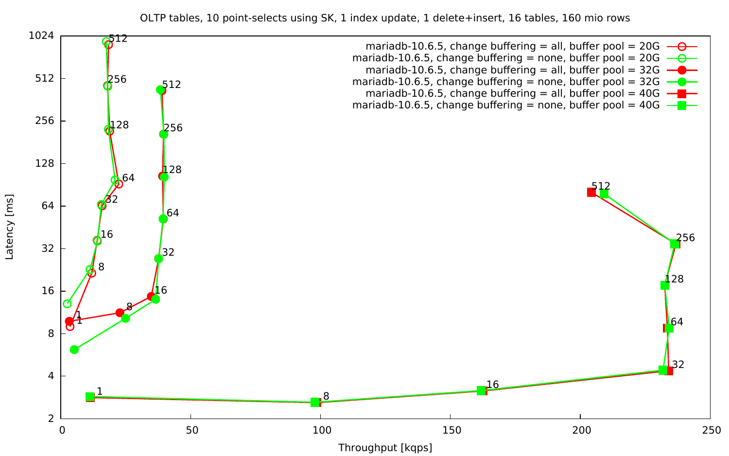OLTP tables, 10 point-selects using SK, 1 index update, 1 delete+insert, 16 tables, 160 mio rows

- mariadb-10.6.5, change buffering = all, buffer pool = 20G
- mariadb-10.6.5, change buffering = none, buffer pool = 20G
- mariadb-10.6.5, change buffering = all, buffer pool = 32G
- mariadb-10.6.5, change buffering = none, buffer pool = 32G
- mariadb-10.6.5, change buffering = all, buffer pool = 40G
- mariadb-10.6.5, change buffering = none, buffer pool = 40G

Latency [ms]

Throughput [kqps]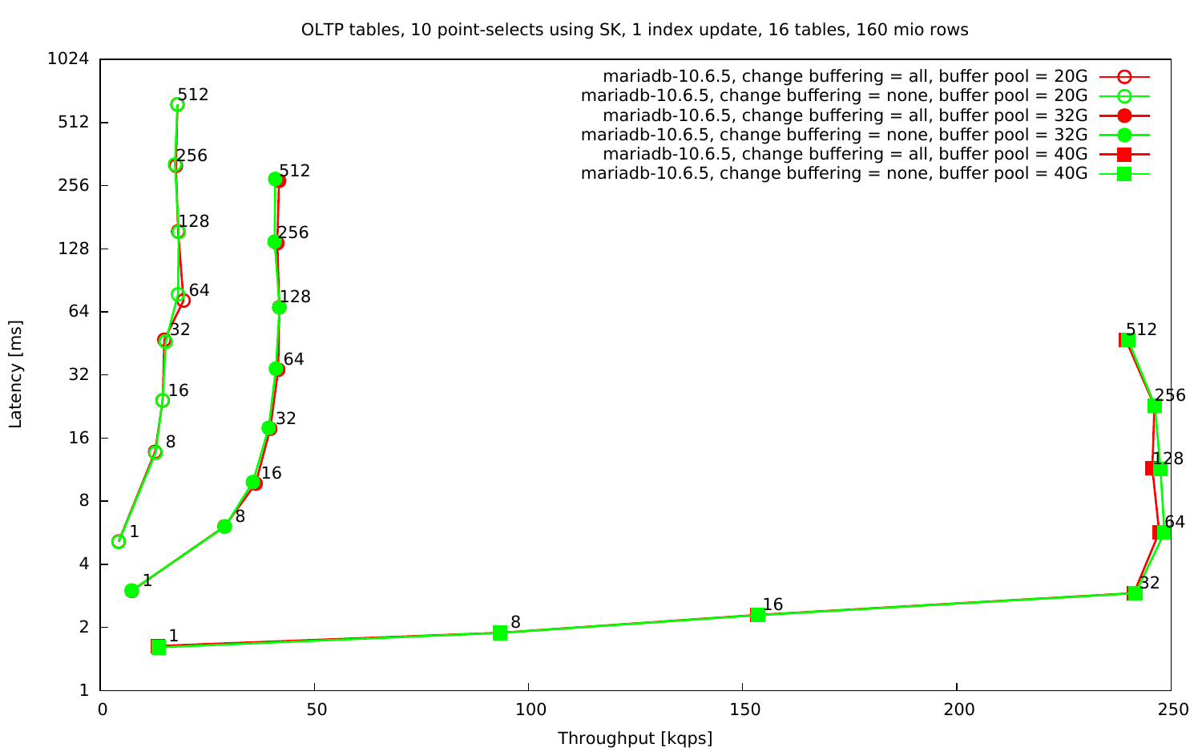OLTP tables, 10 point-selects using SK, 1 index update, 16 tables, 160 mio rows

- mariadb-10.6.5, change buffering = all, buffer pool = 20G
- mariadb-10.6.5, change buffering = none, buffer pool = 20G
- mariadb-10.6.5, change buffering = all, buffer pool = 32G
- mariadb-10.6.5, change buffering = none, buffer pool = 32G
- mariadb-10.6.5, change buffering = all, buffer pool = 40G
- mariadb-10.6.5, change buffering = none, buffer pool = 40G

Latency [ms]

Throughput [kqps]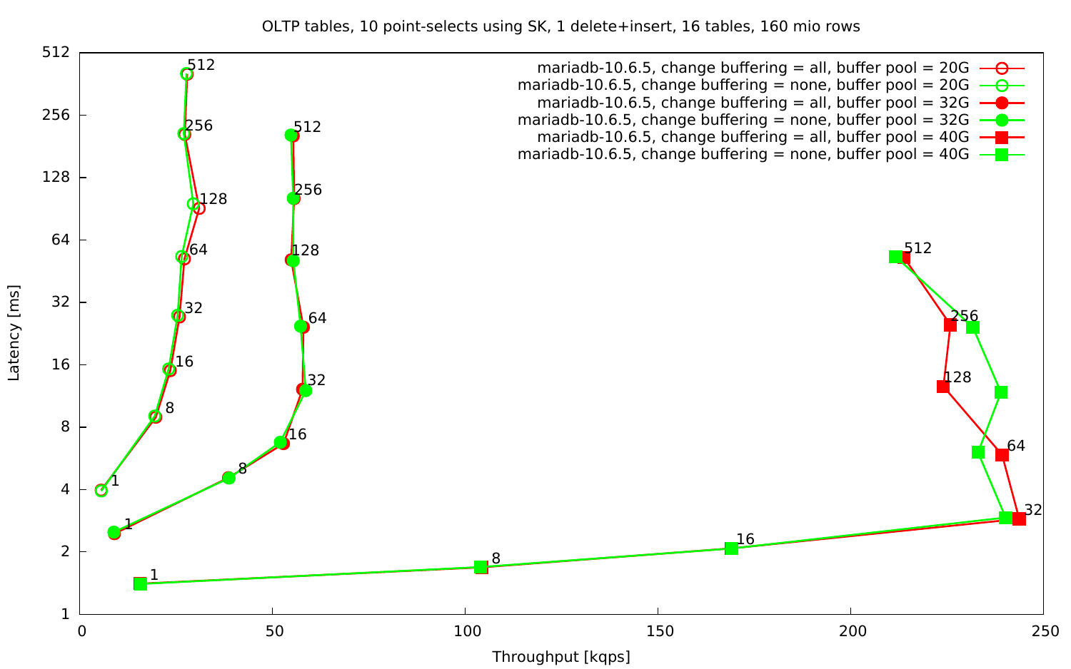OLTP tables, 10 point-selects using SK, 1 delete+insert, 16 tables, 160 mio rows

Latency [ms]

512
256
128
64
32
16
8
4
2
1

Throughput [kqps]

0
50
100
150
200
250

mariadb-10.6.5, change buffering = all, buffer pool = 20G
mariadb-10.6.5, change buffering = none, buffer pool = 20G
mariadb-10.6.5, change buffering = all, buffer pool = 32G
mariadb-10.6.5, change buffering = none, buffer pool = 32G
mariadb-10.6.5, change buffering = all, buffer pool = 40G
mariadb-10.6.5, change buffering = none, buffer pool = 40G

1
8
16
32
64
128
256
512